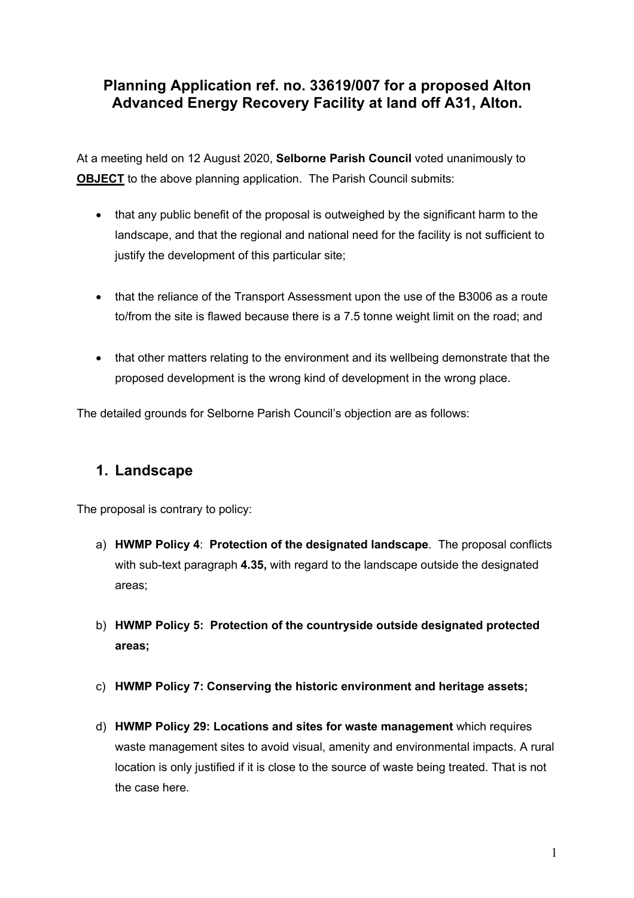# Planning Application ref. no. 33619/007 for a proposed Alton Advanced Energy Recovery Facility at land off A31, Alton.

At a meeting held on 12 August 2020, **Selborne Parish Council** voted unanimously to **OBJECT** to the above planning application. The Parish Council submits:

- that any public benefit of the proposal is outweighed by the significant harm to the landscape, and that the regional and national need for the facility is not sufficient to justify the development of this particular site;
- that the reliance of the Transport Assessment upon the use of the B3006 as a route to/from the site is flawed because there is a 7.5 tonne weight limit on the road; and
- that other matters relating to the environment and its wellbeing demonstrate that the proposed development is the wrong kind of development in the wrong place.

The detailed grounds for Selborne Parish Council's objection are as follows:

## 1. Landscape

The proposal is contrary to policy:

a) **HWMP Policy 4**: **Protection of the designated landscape**. The proposal conflicts with sub-text paragraph **4.35,** with regard to the landscape outside the designated areas;

b) **HWMP Policy 5: Protection of the countryside outside designated protected areas;**

c) **HWMP Policy 7: Conserving the historic environment and heritage assets;**

d) **HWMP Policy 29: Locations and sites for waste management** which requires waste management sites to avoid visual, amenity and environmental impacts. A rural location is only justified if it is close to the source of waste being treated. That is not the case here.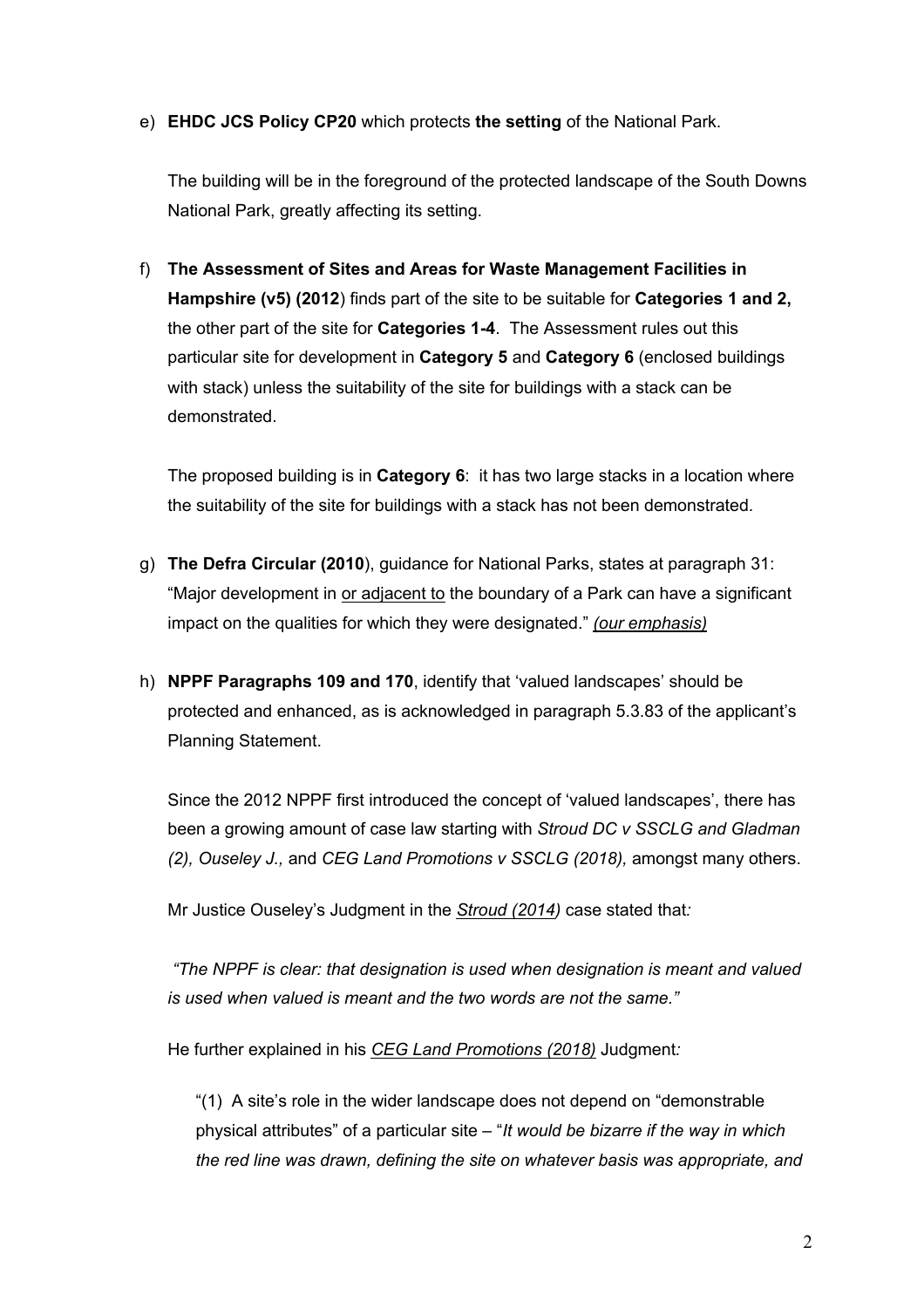e) **EHDC JCS Policy CP20** which protects **the setting** of the National Park.

   The building will be in the foreground of the protected landscape of the South Downs National Park, greatly affecting its setting.

f) **The Assessment of Sites and Areas for Waste Management Facilities in Hampshire (v5) (2012**) finds part of the site to be suitable for **Categories 1 and 2,** the other part of the site for **Categories 1-4**. The Assessment rules out this particular site for development in **Category 5** and **Category 6** (enclosed buildings with stack) unless the suitability of the site for buildings with a stack can be demonstrated.

   The proposed building is in **Category 6**: it has two large stacks in a location where the suitability of the site for buildings with a stack has not been demonstrated.

g) **The Defra Circular (2010**), guidance for National Parks, states at paragraph 31: "Major development in <u>or adjacent to</u> the boundary of a Park can have a significant impact on the qualities for which they were designated." <u>*(our emphasis)*</u>

h) **NPPF Paragraphs 109 and 170**, identify that 'valued landscapes' should be protected and enhanced, as is acknowledged in paragraph 5.3.83 of the applicant's Planning Statement.

   Since the 2012 NPPF first introduced the concept of 'valued landscapes', there has been a growing amount of case law starting with *Stroud DC v SSCLG and Gladman (2), Ouseley J.,* and *CEG Land Promotions v SSCLG (2018),* amongst many others.

   Mr Justice Ouseley's Judgment in the <u>*Stroud (2014)*</u> case stated that*:*

   *"The NPPF is clear: that designation is used when designation is meant and valued is used when valued is meant and the two words are not the same."*

   He further explained in his <u>*CEG Land Promotions (2018)*</u> Judgment*:*

   "(1) A site's role in the wider landscape does not depend on "demonstrable physical attributes" of a particular site – "*It would be bizarre if the way in which the red line was drawn, defining the site on whatever basis was appropriate, and*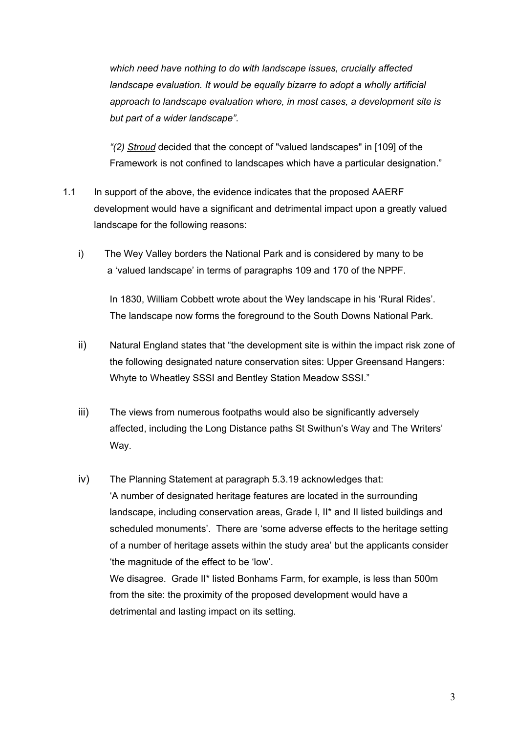*which need have nothing to do with landscape issues, crucially affected landscape evaluation. It would be equally bizarre to adopt a wholly artificial approach to landscape evaluation where, in most cases, a development site is but part of a wider landscape".*

*"(2) Stroud* decided that the concept of "valued landscapes" in [109] of the Framework is not confined to landscapes which have a particular designation."

1.1 In support of the above, the evidence indicates that the proposed AAERF development would have a significant and detrimental impact upon a greatly valued landscape for the following reasons:

i) The Wey Valley borders the National Park and is considered by many to be a 'valued landscape' in terms of paragraphs 109 and 170 of the NPPF.

   In 1830, William Cobbett wrote about the Wey landscape in his 'Rural Rides'. The landscape now forms the foreground to the South Downs National Park.

ii) Natural England states that "the development site is within the impact risk zone of the following designated nature conservation sites: Upper Greensand Hangers: Whyte to Wheatley SSSI and Bentley Station Meadow SSSI."

iii) The views from numerous footpaths would also be significantly adversely affected, including the Long Distance paths St Swithun's Way and The Writers' Way.

iv) The Planning Statement at paragraph 5.3.19 acknowledges that: 'A number of designated heritage features are located in the surrounding landscape, including conservation areas, Grade I, II* and II listed buildings and scheduled monuments'. There are 'some adverse effects to the heritage setting of a number of heritage assets within the study area' but the applicants consider 'the magnitude of the effect to be 'low'.

   We disagree. Grade II* listed Bonhams Farm, for example, is less than 500m from the site: the proximity of the proposed development would have a detrimental and lasting impact on its setting.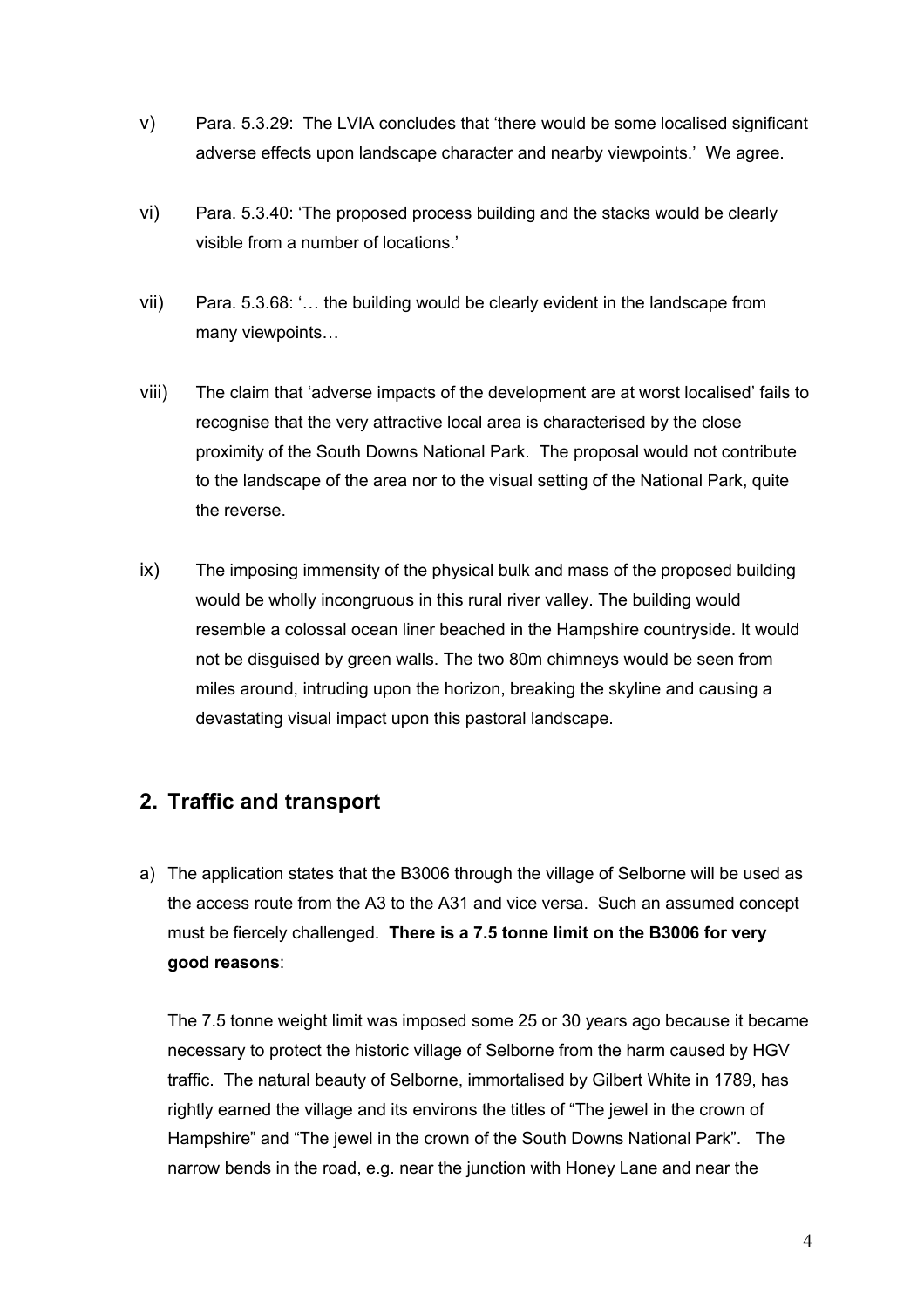v) Para. 5.3.29: The LVIA concludes that 'there would be some localised significant adverse effects upon landscape character and nearby viewpoints.' We agree.

vi) Para. 5.3.40: 'The proposed process building and the stacks would be clearly visible from a number of locations.'

vii) Para. 5.3.68: '… the building would be clearly evident in the landscape from many viewpoints…

viii) The claim that 'adverse impacts of the development are at worst localised' fails to recognise that the very attractive local area is characterised by the close proximity of the South Downs National Park. The proposal would not contribute to the landscape of the area nor to the visual setting of the National Park, quite the reverse.

ix) The imposing immensity of the physical bulk and mass of the proposed building would be wholly incongruous in this rural river valley. The building would resemble a colossal ocean liner beached in the Hampshire countryside. It would not be disguised by green walls. The two 80m chimneys would be seen from miles around, intruding upon the horizon, breaking the skyline and causing a devastating visual impact upon this pastoral landscape.

## 2. Traffic and transport

a) The application states that the B3006 through the village of Selborne will be used as the access route from the A3 to the A31 and vice versa. Such an assumed concept must be fiercely challenged. **There is a 7.5 tonne limit on the B3006 for very good reasons**:

   The 7.5 tonne weight limit was imposed some 25 or 30 years ago because it became necessary to protect the historic village of Selborne from the harm caused by HGV traffic. The natural beauty of Selborne, immortalised by Gilbert White in 1789, has rightly earned the village and its environs the titles of "The jewel in the crown of Hampshire" and "The jewel in the crown of the South Downs National Park". The narrow bends in the road, e.g. near the junction with Honey Lane and near the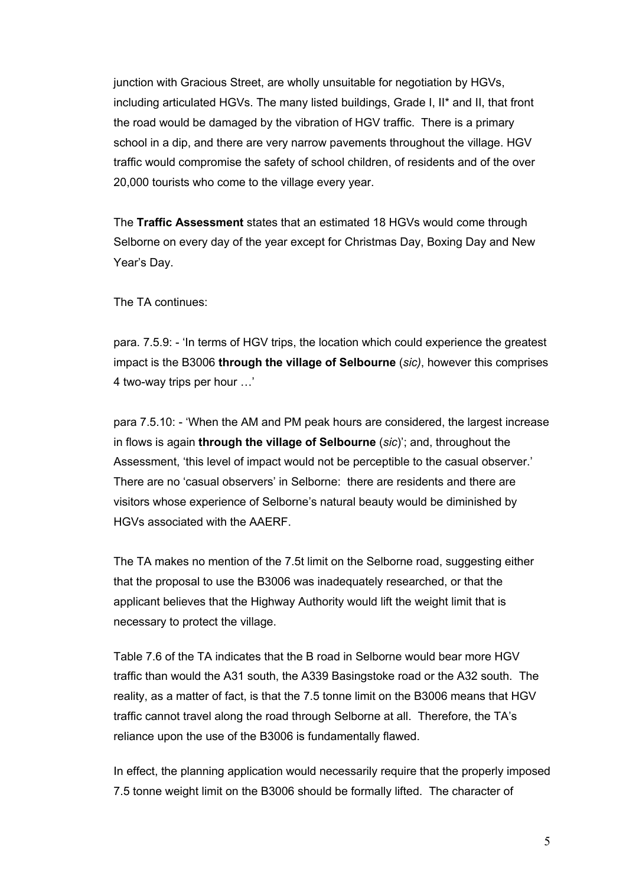junction with Gracious Street, are wholly unsuitable for negotiation by HGVs, including articulated HGVs. The many listed buildings, Grade I, II* and II, that front the road would be damaged by the vibration of HGV traffic. There is a primary school in a dip, and there are very narrow pavements throughout the village. HGV traffic would compromise the safety of school children, of residents and of the over 20,000 tourists who come to the village every year.

The **Traffic Assessment** states that an estimated 18 HGVs would come through Selborne on every day of the year except for Christmas Day, Boxing Day and New Year's Day.

The TA continues:

para. 7.5.9: - 'In terms of HGV trips, the location which could experience the greatest impact is the B3006 **through the village of Selborne** (*sic)*, however this comprises 4 two-way trips per hour …'

para 7.5.10: - 'When the AM and PM peak hours are considered, the largest increase in flows is again **through the village of Selborne** (*sic*)'; and, throughout the Assessment, 'this level of impact would not be perceptible to the casual observer.' There are no 'casual observers' in Selborne: there are residents and there are visitors whose experience of Selborne's natural beauty would be diminished by HGVs associated with the AAERF.

The TA makes no mention of the 7.5t limit on the Selborne road, suggesting either that the proposal to use the B3006 was inadequately researched, or that the applicant believes that the Highway Authority would lift the weight limit that is necessary to protect the village.

Table 7.6 of the TA indicates that the B road in Selborne would bear more HGV traffic than would the A31 south, the A339 Basingstoke road or the A32 south. The reality, as a matter of fact, is that the 7.5 tonne limit on the B3006 means that HGV traffic cannot travel along the road through Selborne at all. Therefore, the TA's reliance upon the use of the B3006 is fundamentally flawed.

In effect, the planning application would necessarily require that the properly imposed 7.5 tonne weight limit on the B3006 should be formally lifted. The character of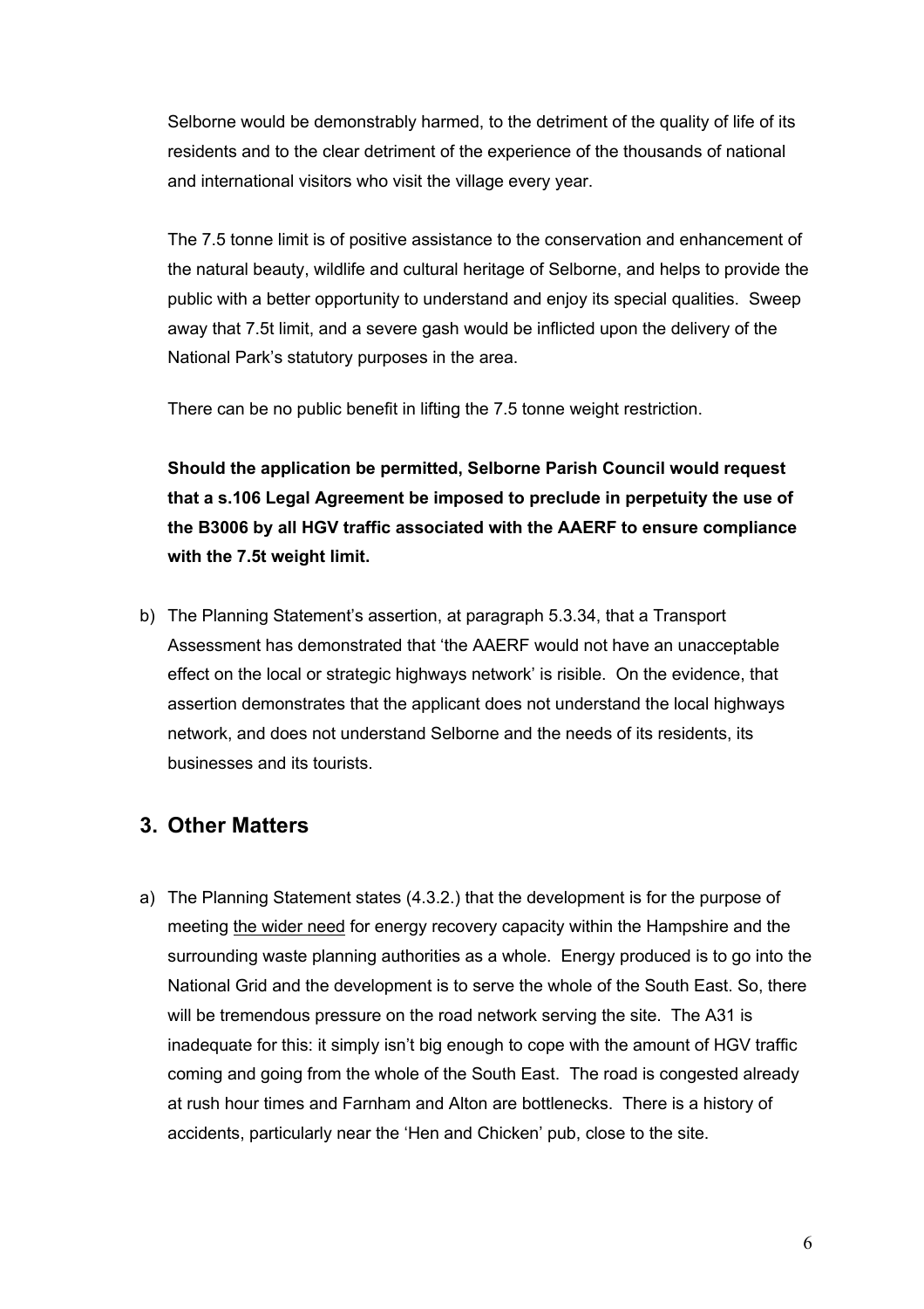Selborne would be demonstrably harmed, to the detriment of the quality of life of its residents and to the clear detriment of the experience of the thousands of national and international visitors who visit the village every year.

The 7.5 tonne limit is of positive assistance to the conservation and enhancement of the natural beauty, wildlife and cultural heritage of Selborne, and helps to provide the public with a better opportunity to understand and enjoy its special qualities. Sweep away that 7.5t limit, and a severe gash would be inflicted upon the delivery of the National Park's statutory purposes in the area.

There can be no public benefit in lifting the 7.5 tonne weight restriction.

**Should the application be permitted, Selborne Parish Council would request that a s.106 Legal Agreement be imposed to preclude in perpetuity the use of the B3006 by all HGV traffic associated with the AAERF to ensure compliance with the 7.5t weight limit.**

b) The Planning Statement's assertion, at paragraph 5.3.34, that a Transport Assessment has demonstrated that 'the AAERF would not have an unacceptable effect on the local or strategic highways network' is risible. On the evidence, that assertion demonstrates that the applicant does not understand the local highways network, and does not understand Selborne and the needs of its residents, its businesses and its tourists.

## 3. Other Matters

a) The Planning Statement states (4.3.2.) that the development is for the purpose of meeting <u>the wider need</u> for energy recovery capacity within the Hampshire and the surrounding waste planning authorities as a whole. Energy produced is to go into the National Grid and the development is to serve the whole of the South East. So, there will be tremendous pressure on the road network serving the site. The A31 is inadequate for this: it simply isn't big enough to cope with the amount of HGV traffic coming and going from the whole of the South East. The road is congested already at rush hour times and Farnham and Alton are bottlenecks. There is a history of accidents, particularly near the 'Hen and Chicken' pub, close to the site.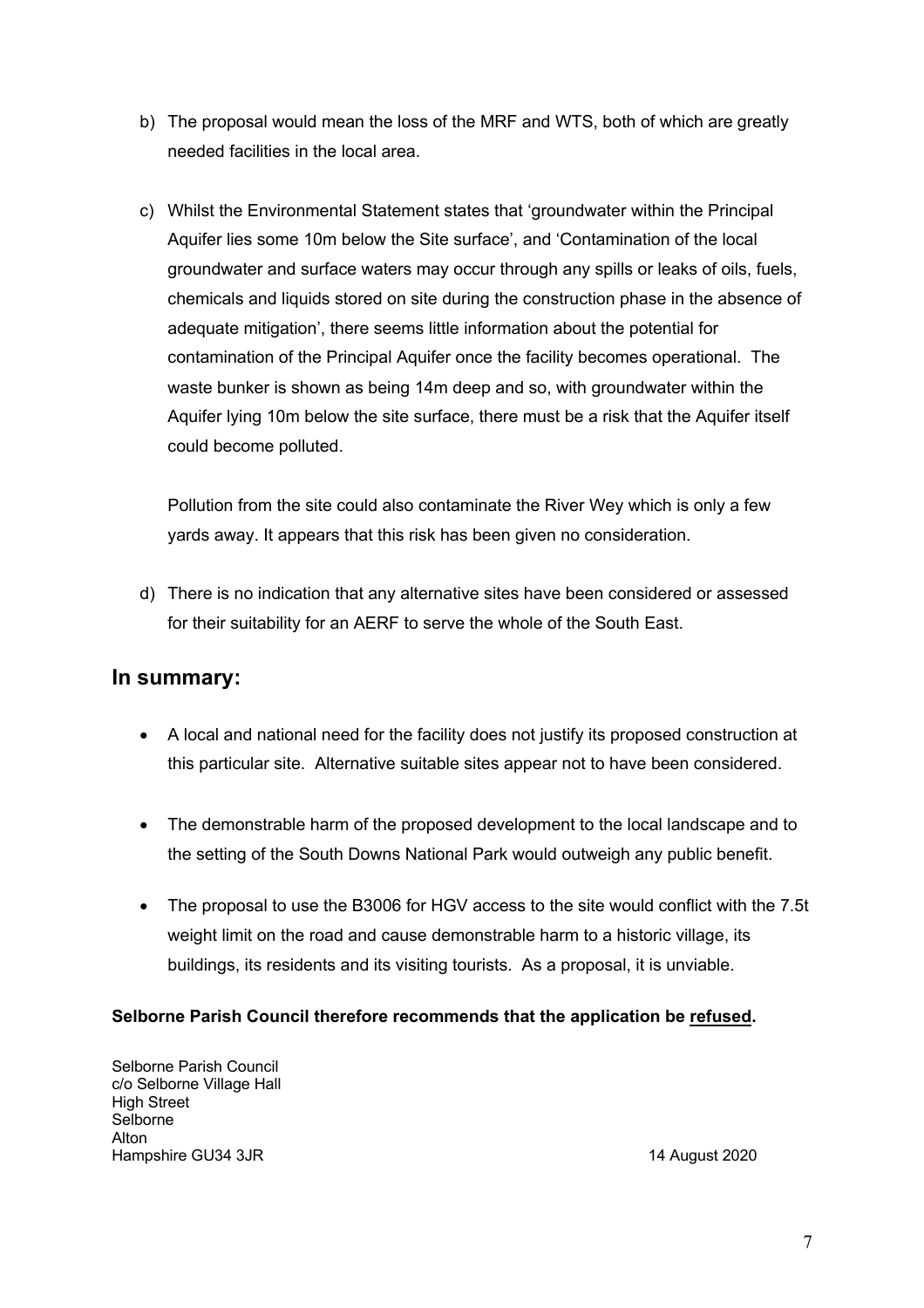b) The proposal would mean the loss of the MRF and WTS, both of which are greatly needed facilities in the local area.

c) Whilst the Environmental Statement states that 'groundwater within the Principal Aquifer lies some 10m below the Site surface', and 'Contamination of the local groundwater and surface waters may occur through any spills or leaks of oils, fuels, chemicals and liquids stored on site during the construction phase in the absence of adequate mitigation', there seems little information about the potential for contamination of the Principal Aquifer once the facility becomes operational. The waste bunker is shown as being 14m deep and so, with groundwater within the Aquifer lying 10m below the site surface, there must be a risk that the Aquifer itself could become polluted.

   Pollution from the site could also contaminate the River Wey which is only a few yards away. It appears that this risk has been given no consideration.

d) There is no indication that any alternative sites have been considered or assessed for their suitability for an AERF to serve the whole of the South East.

## In summary:

- A local and national need for the facility does not justify its proposed construction at this particular site. Alternative suitable sites appear not to have been considered.
- The demonstrable harm of the proposed development to the local landscape and to the setting of the South Downs National Park would outweigh any public benefit.
- The proposal to use the B3006 for HGV access to the site would conflict with the 7.5t weight limit on the road and cause demonstrable harm to a historic village, its buildings, its residents and its visiting tourists. As a proposal, it is unviable.

**Selborne Parish Council therefore recommends that the application be <u>refused</u>.**

Selborne Parish Council
c/o Selborne Village Hall
High Street
Selborne
Alton
Hampshire GU34 3JR

14 August 2020